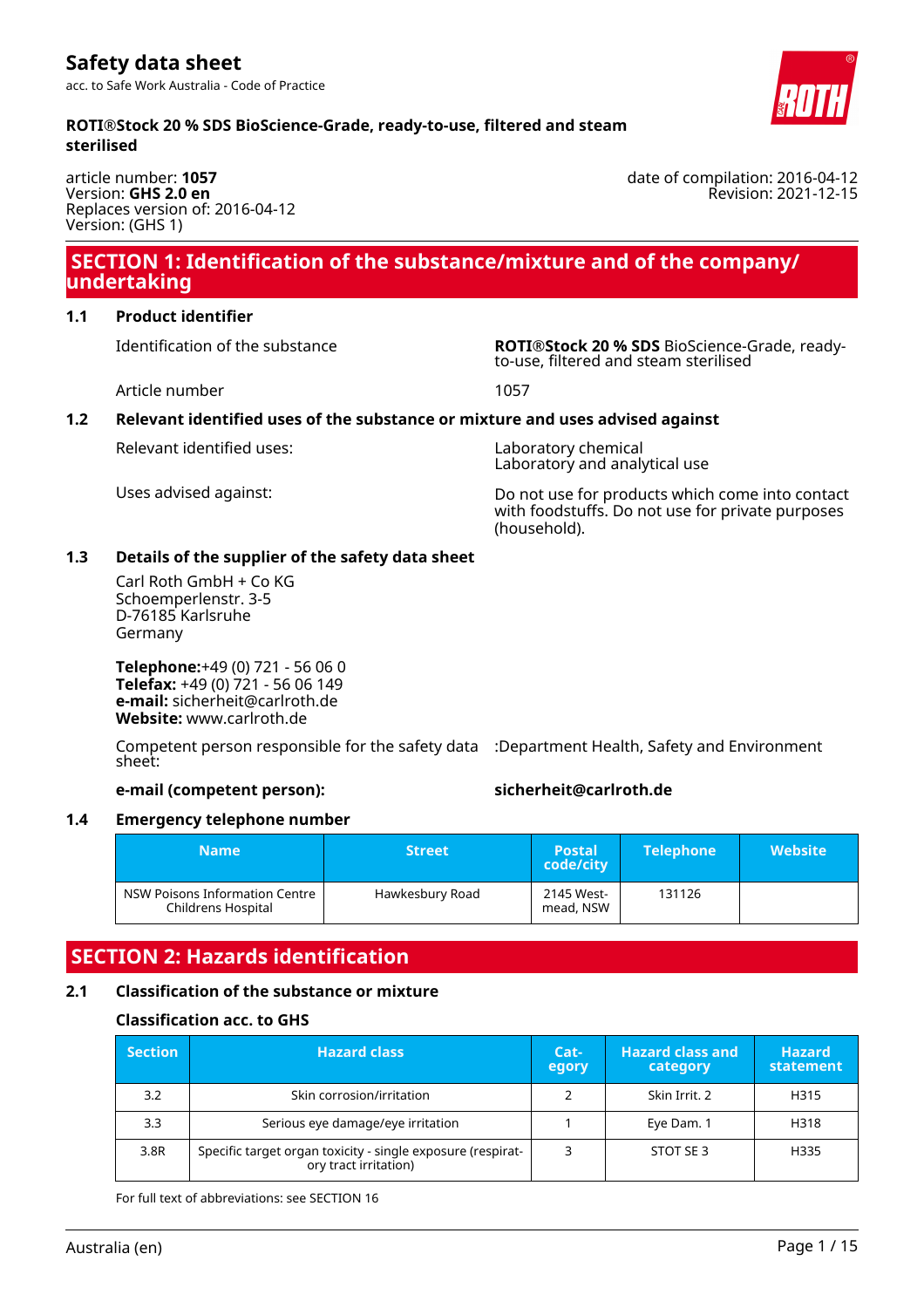# Safety data sheet

acc. to Safe Work Australia - Code of Practice

**ROTI®Stock 20 % SDS BioScience-Grade, ready-to-use, filtered and steam sterilised**

article number: **1057**
Version: **GHS 2.0 en**
Replaces version of: 2016-04-12
Version: (GHS 1)

date of compilation: 2016-04-12
Revision: 2021-12-15

## SECTION 1: Identification of the substance/mixture and of the company/ undertaking

### 1.1 Product identifier

Identification of the substance: **ROTI®Stock 20 % SDS** BioScience-Grade, ready-to-use, filtered and steam sterilised

Article number: 1057

### 1.2 Relevant identified uses of the substance or mixture and uses advised against

Relevant identified uses:
Laboratory chemical
Laboratory and analytical use

Uses advised against:
Do not use for products which come into contact with foodstuffs. Do not use for private purposes (household).

### 1.3 Details of the supplier of the safety data sheet

Carl Roth GmbH + Co KG
Schoemperlenstr. 3-5
D-76185 Karlsruhe
Germany

**Telephone:**+49 (0) 721 - 56 06 0
**Telefax:** +49 (0) 721 - 56 06 149
**e-mail:** sicherheit@carlroth.de
**Website:** www.carlroth.de

Competent person responsible for the safety data sheet: :Department Health, Safety and Environment

**e-mail (competent person):** **sicherheit@carlroth.de**

### 1.4 Emergency telephone number

| Name | Street | Postal code/city | Telephone | Website |
|---|---|---|---|---|
| NSW Poisons Information Centre Childrens Hospital | Hawkesbury Road | 2145 Westmead, NSW | 131126 | |

## SECTION 2: Hazards identification

### 2.1 Classification of the substance or mixture

#### Classification acc. to GHS

| Section | Hazard class | Category | Hazard class and category | Hazard statement |
|---|---|---|---|---|
| 3.2 | Skin corrosion/irritation | 2 | Skin Irrit. 2 | H315 |
| 3.3 | Serious eye damage/eye irritation | 1 | Eye Dam. 1 | H318 |
| 3.8R | Specific target organ toxicity - single exposure (respiratory tract irritation) | 3 | STOT SE 3 | H335 |

For full text of abbreviations: see SECTION 16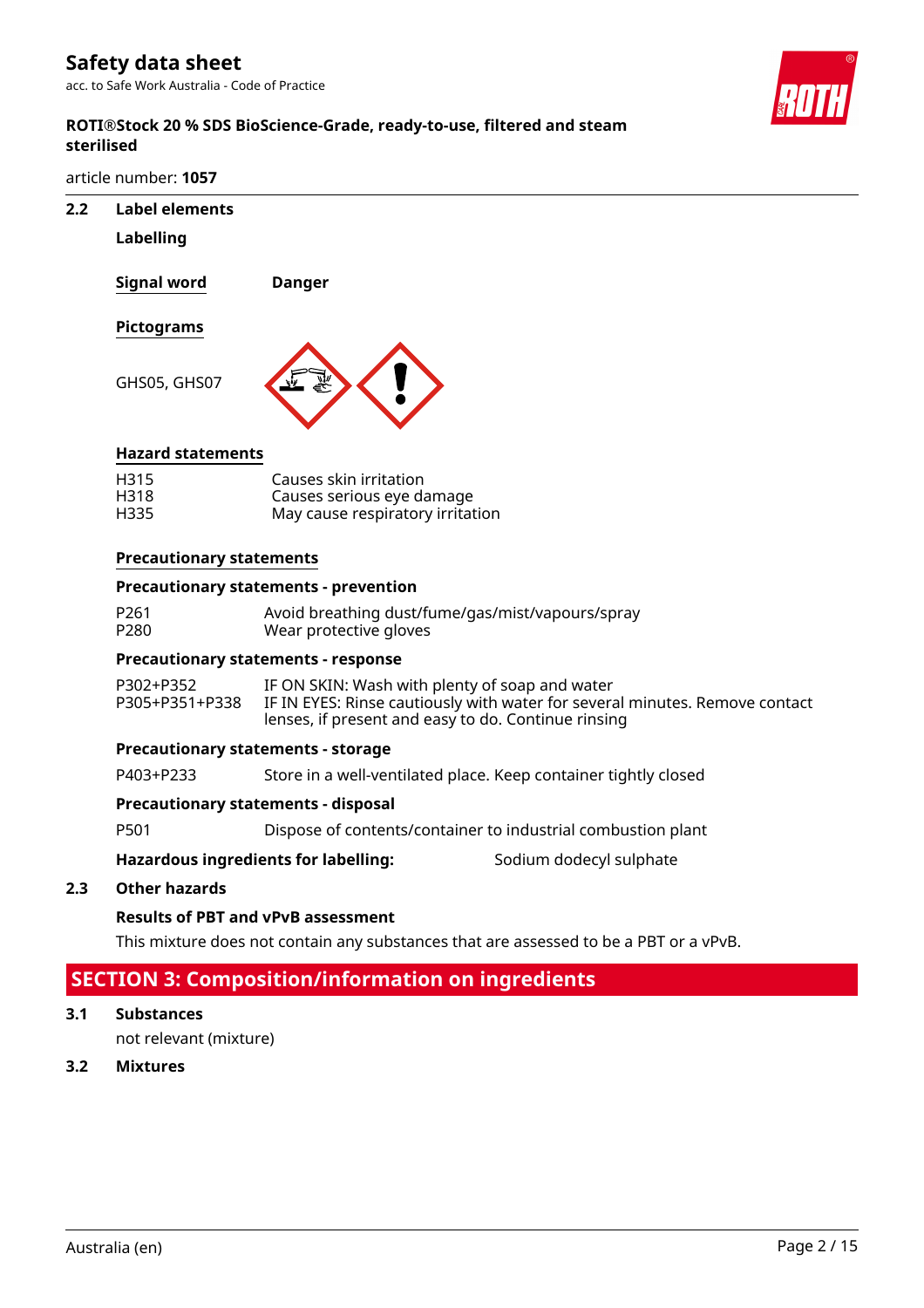### 2.2 Label elements

**Labelling**

**Signal word** **Danger**

**Pictograms**

GHS05, GHS07

**Hazard statements**

| | |
|---|---|
| H315 | Causes skin irritation |
| H318 | Causes serious eye damage |
| H335 | May cause respiratory irritation |

**Precautionary statements**

**Precautionary statements - prevention**

| | |
|---|---|
| P261 | Avoid breathing dust/fume/gas/mist/vapours/spray |
| P280 | Wear protective gloves |

**Precautionary statements - response**

| | |
|---|---|
| P302+P352 | IF ON SKIN: Wash with plenty of soap and water |
| P305+P351+P338 | IF IN EYES: Rinse cautiously with water for several minutes. Remove contact lenses, if present and easy to do. Continue rinsing |

**Precautionary statements - storage**

| | |
|---|---|
| P403+P233 | Store in a well-ventilated place. Keep container tightly closed |

**Precautionary statements - disposal**

| | |
|---|---|
| P501 | Dispose of contents/container to industrial combustion plant |

**Hazardous ingredients for labelling:** Sodium dodecyl sulphate

### 2.3 Other hazards

**Results of PBT and vPvB assessment**

This mixture does not contain any substances that are assessed to be a PBT or a vPvB.

## SECTION 3: Composition/information on ingredients

### 3.1 Substances

not relevant (mixture)

### 3.2 Mixtures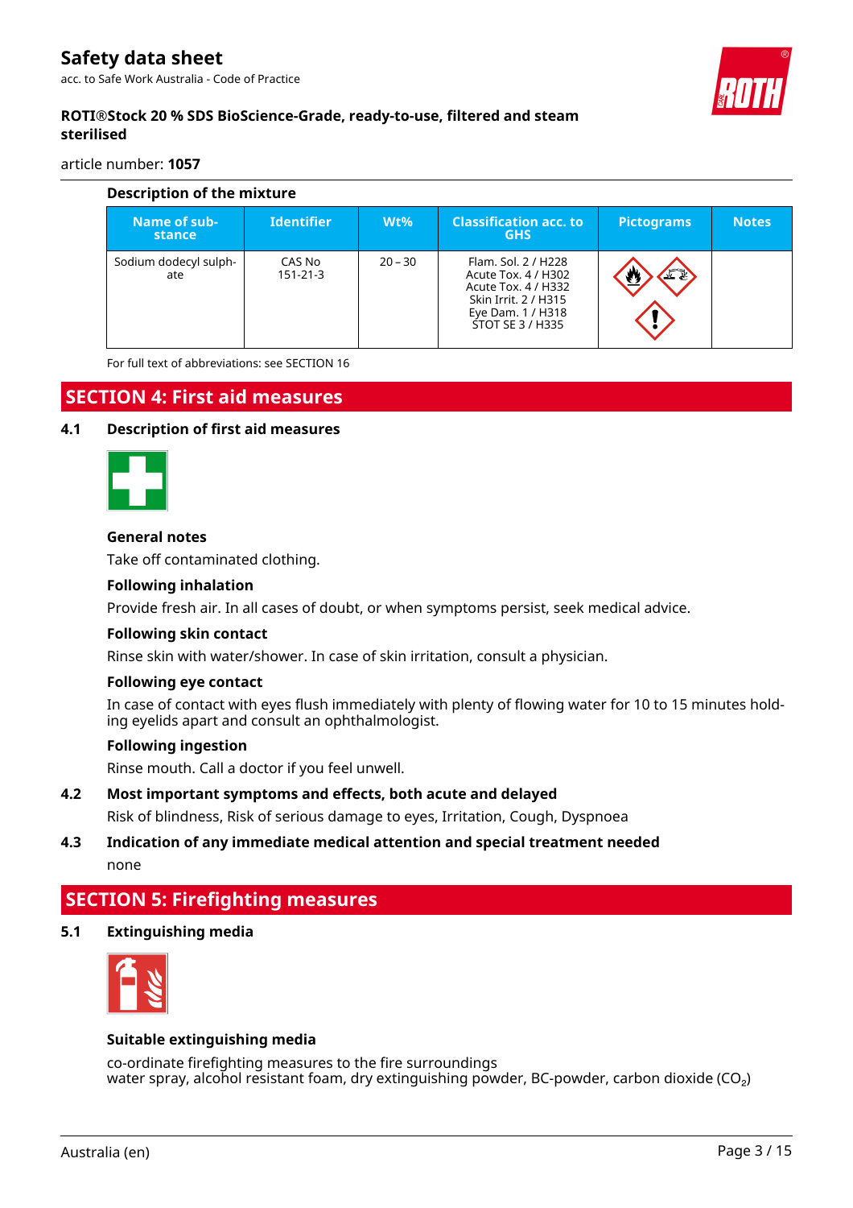**Description of the mixture**

| Name of substance | Identifier | Wt% | Classification acc. to GHS | Pictograms | Notes |
|---|---|---|---|---|---|
| Sodium dodecyl sulphate | CAS No 151-21-3 | 20 – 30 | Flam. Sol. 2 / H228<br>Acute Tox. 4 / H302<br>Acute Tox. 4 / H332<br>Skin Irrit. 2 / H315<br>Eye Dam. 1 / H318<br>STOT SE 3 / H335 | | |

For full text of abbreviations: see SECTION 16

## SECTION 4: First aid measures

### 4.1 Description of first aid measures

**General notes**

Take off contaminated clothing.

**Following inhalation**

Provide fresh air. In all cases of doubt, or when symptoms persist, seek medical advice.

**Following skin contact**

Rinse skin with water/shower. In case of skin irritation, consult a physician.

**Following eye contact**

In case of contact with eyes flush immediately with plenty of flowing water for 10 to 15 minutes holding eyelids apart and consult an ophthalmologist.

**Following ingestion**

Rinse mouth. Call a doctor if you feel unwell.

### 4.2 Most important symptoms and effects, both acute and delayed

Risk of blindness, Risk of serious damage to eyes, Irritation, Cough, Dyspnoea

### 4.3 Indication of any immediate medical attention and special treatment needed

none

## SECTION 5: Firefighting measures

### 5.1 Extinguishing media

**Suitable extinguishing media**

co-ordinate firefighting measures to the fire surroundings
water spray, alcohol resistant foam, dry extinguishing powder, BC-powder, carbon dioxide ($CO_2$)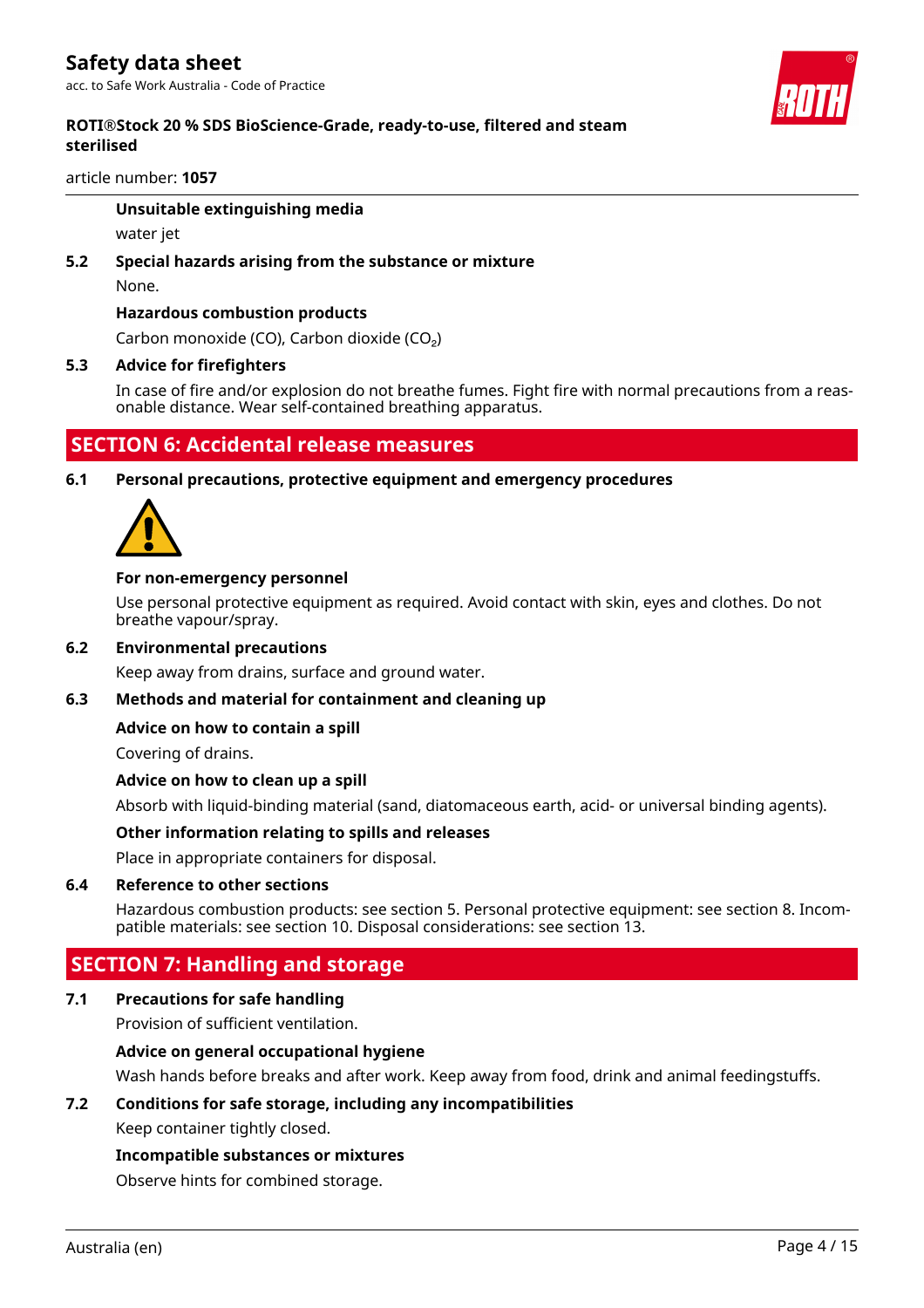**Unsuitable extinguishing media**

water jet

**5.2 Special hazards arising from the substance or mixture**

None.

**Hazardous combustion products**

Carbon monoxide (CO), Carbon dioxide ($CO_2$)

**5.3 Advice for firefighters**

In case of fire and/or explosion do not breathe fumes. Fight fire with normal precautions from a reasonable distance. Wear self-contained breathing apparatus.

## SECTION 6: Accidental release measures

**6.1 Personal precautions, protective equipment and emergency procedures**

**For non-emergency personnel**

Use personal protective equipment as required. Avoid contact with skin, eyes and clothes. Do not breathe vapour/spray.

**6.2 Environmental precautions**

Keep away from drains, surface and ground water.

**6.3 Methods and material for containment and cleaning up**

**Advice on how to contain a spill**

Covering of drains.

**Advice on how to clean up a spill**

Absorb with liquid-binding material (sand, diatomaceous earth, acid- or universal binding agents).

**Other information relating to spills and releases**

Place in appropriate containers for disposal.

**6.4 Reference to other sections**

Hazardous combustion products: see section 5. Personal protective equipment: see section 8. Incompatible materials: see section 10. Disposal considerations: see section 13.

## SECTION 7: Handling and storage

**7.1 Precautions for safe handling**

Provision of sufficient ventilation.

**Advice on general occupational hygiene**

Wash hands before breaks and after work. Keep away from food, drink and animal feedingstuffs.

**7.2 Conditions for safe storage, including any incompatibilities**

Keep container tightly closed.

**Incompatible substances or mixtures**

Observe hints for combined storage.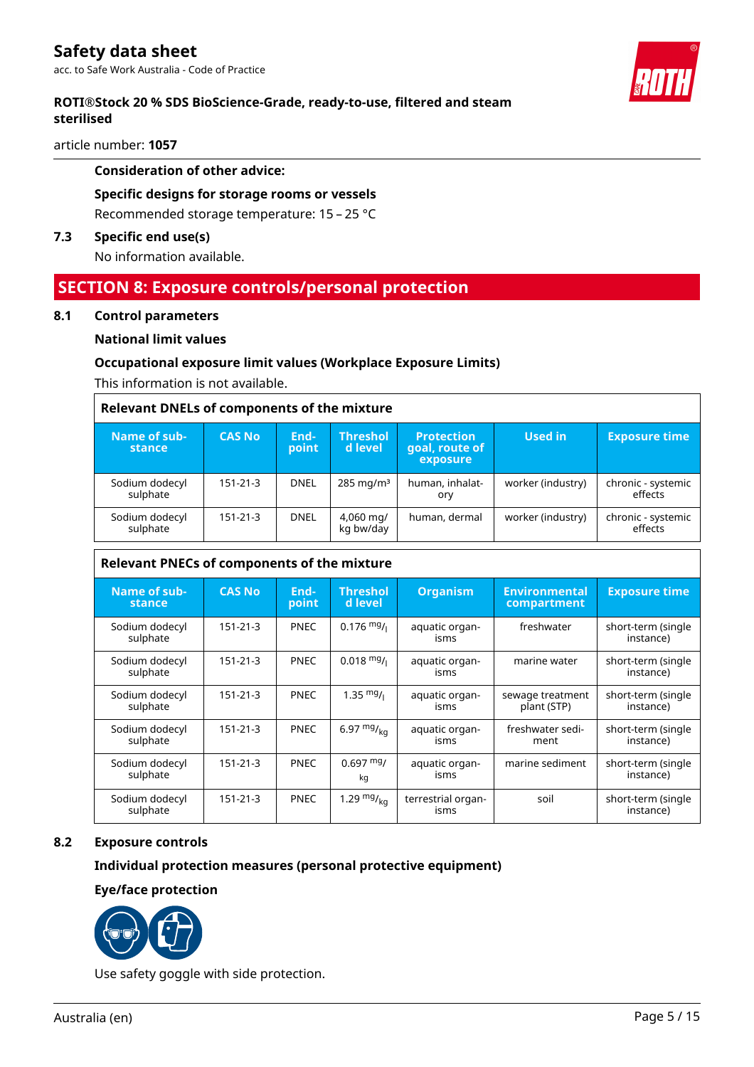**Consideration of other advice:**

**Specific designs for storage rooms or vessels**

Recommended storage temperature: 15 – 25 °C

### 7.3 Specific end use(s)

No information available.

## SECTION 8: Exposure controls/personal protection

### 8.1 Control parameters

**National limit values**

**Occupational exposure limit values (Workplace Exposure Limits)**

This information is not available.

**Relevant DNELs of components of the mixture**

| Name of substance | CAS No | Endpoint | Threshold level | Protection goal, route of exposure | Used in | Exposure time |
|---|---|---|---|---|---|---|
| Sodium dodecyl sulphate | 151-21-3 | DNEL | 285 mg/m³ | human, inhalatory | worker (industry) | chronic - systemic effects |
| Sodium dodecyl sulphate | 151-21-3 | DNEL | 4,060 mg/kg bw/day | human, dermal | worker (industry) | chronic - systemic effects |

**Relevant PNECs of components of the mixture**

| Name of substance | CAS No | Endpoint | Threshold level | Organism | Environmental compartment | Exposure time |
|---|---|---|---|---|---|---|
| Sodium dodecyl sulphate | 151-21-3 | PNEC | 0.176 $^{mg}/_{l}$ | aquatic organisms | freshwater | short-term (single instance) |
| Sodium dodecyl sulphate | 151-21-3 | PNEC | 0.018 $^{mg}/_{l}$ | aquatic organisms | marine water | short-term (single instance) |
| Sodium dodecyl sulphate | 151-21-3 | PNEC | 1.35 $^{mg}/_{l}$ | aquatic organisms | sewage treatment plant (STP) | short-term (single instance) |
| Sodium dodecyl sulphate | 151-21-3 | PNEC | 6.97 $^{mg}/_{kg}$ | aquatic organisms | freshwater sediment | short-term (single instance) |
| Sodium dodecyl sulphate | 151-21-3 | PNEC | 0.697 $^{mg}/_{kg}$ | aquatic organisms | marine sediment | short-term (single instance) |
| Sodium dodecyl sulphate | 151-21-3 | PNEC | 1.29 $^{mg}/_{kg}$ | terrestrial organisms | soil | short-term (single instance) |

### 8.2 Exposure controls

**Individual protection measures (personal protective equipment)**

**Eye/face protection**

Use safety goggle with side protection.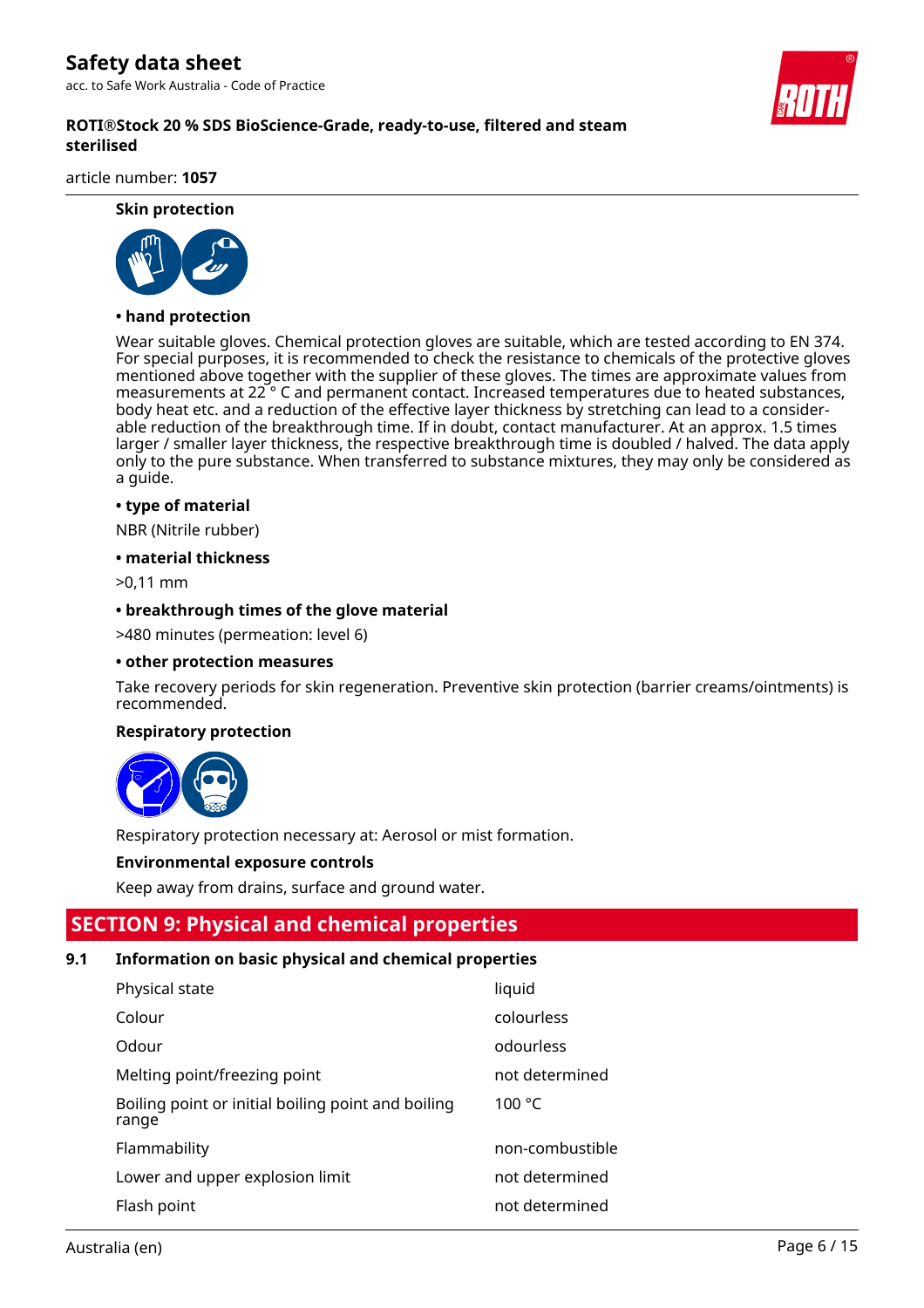**Skin protection**

**• hand protection**

Wear suitable gloves. Chemical protection gloves are suitable, which are tested according to EN 374. For special purposes, it is recommended to check the resistance to chemicals of the protective gloves mentioned above together with the supplier of these gloves. The times are approximate values from measurements at 22 ° C and permanent contact. Increased temperatures due to heated substances, body heat etc. and a reduction of the effective layer thickness by stretching can lead to a considerable reduction of the breakthrough time. If in doubt, contact manufacturer. At an approx. 1.5 times larger / smaller layer thickness, the respective breakthrough time is doubled / halved. The data apply only to the pure substance. When transferred to substance mixtures, they may only be considered as a guide.

**• type of material**

NBR (Nitrile rubber)

**• material thickness**

>0,11 mm

**• breakthrough times of the glove material**

>480 minutes (permeation: level 6)

**• other protection measures**

Take recovery periods for skin regeneration. Preventive skin protection (barrier creams/ointments) is recommended.

**Respiratory protection**

Respiratory protection necessary at: Aerosol or mist formation.

**Environmental exposure controls**

Keep away from drains, surface and ground water.

## SECTION 9: Physical and chemical properties

### 9.1 Information on basic physical and chemical properties

| | |
|---|---|
| Physical state | liquid |
| Colour | colourless |
| Odour | odourless |
| Melting point/freezing point | not determined |
| Boiling point or initial boiling point and boiling range | 100 °C |
| Flammability | non-combustible |
| Lower and upper explosion limit | not determined |
| Flash point | not determined |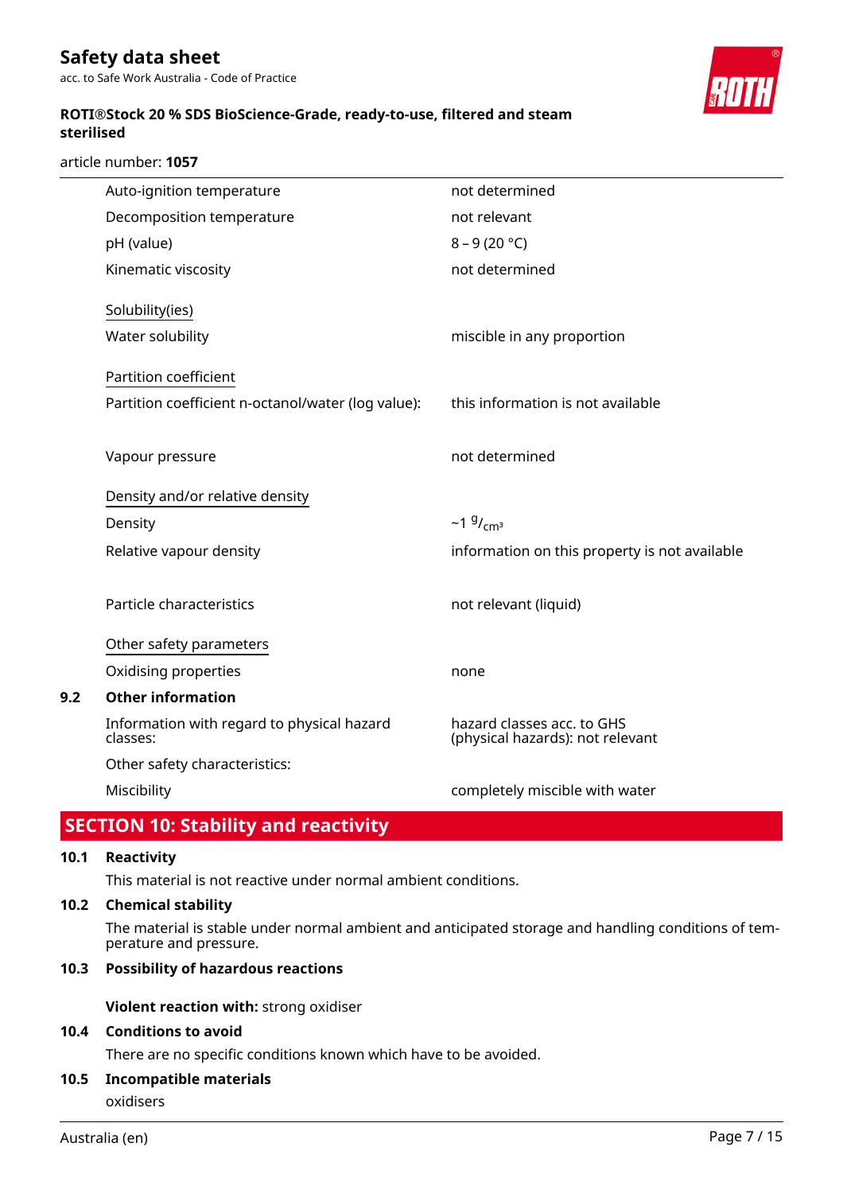| Property | Value |
|---|---|
| Auto-ignition temperature | not determined |
| Decomposition temperature | not relevant |
| pH (value) | 8 – 9 (20 °C) |
| Kinematic viscosity | not determined |

Solubility(ies)

| Property | Value |
|---|---|
| Water solubility | miscible in any proportion |

Partition coefficient

| Property | Value |
|---|---|
| Partition coefficient n-octanol/water (log value): | this information is not available |
| Vapour pressure | not determined |

Density and/or relative density

| Property | Value |
|---|---|
| Density | ~1 $^{g}/_{cm^3}$ |
| Relative vapour density | information on this property is not available |
| Particle characteristics | not relevant (liquid) |

Other safety parameters

| Property | Value |
|---|---|
| Oxidising properties | none |

### 9.2 Other information

| Property | Value |
|---|---|
| Information with regard to physical hazard classes: | hazard classes acc. to GHS (physical hazards): not relevant |
| Other safety characteristics: | |
| Miscibility | completely miscible with water |

## SECTION 10: Stability and reactivity

### 10.1 Reactivity

This material is not reactive under normal ambient conditions.

### 10.2 Chemical stability

The material is stable under normal ambient and anticipated storage and handling conditions of temperature and pressure.

### 10.3 Possibility of hazardous reactions

**Violent reaction with:** strong oxidiser

### 10.4 Conditions to avoid

There are no specific conditions known which have to be avoided.

### 10.5 Incompatible materials

oxidisers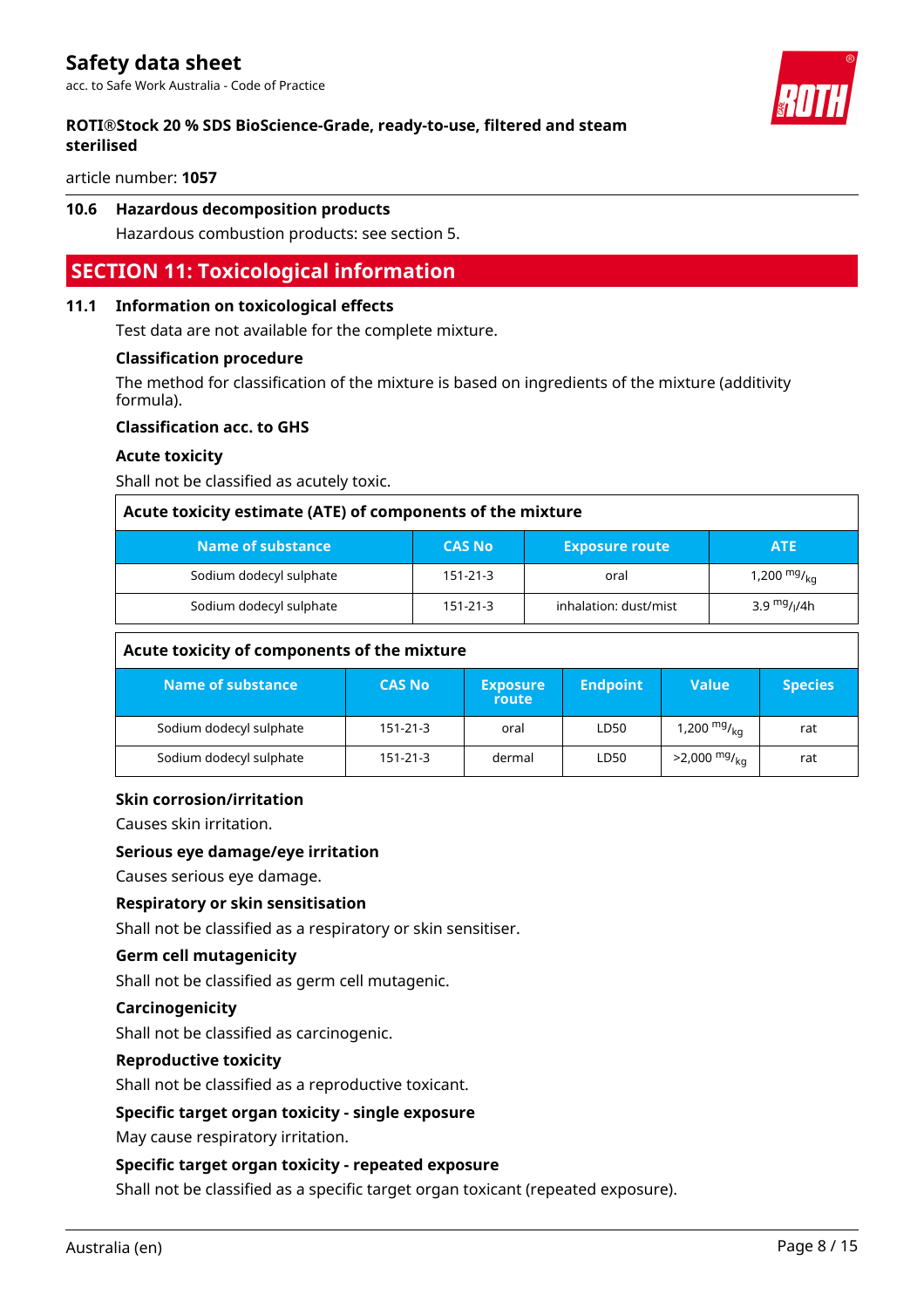### 10.6 Hazardous decomposition products

Hazardous combustion products: see section 5.

## SECTION 11: Toxicological information

### 11.1 Information on toxicological effects

Test data are not available for the complete mixture.

**Classification procedure**

The method for classification of the mixture is based on ingredients of the mixture (additivity formula).

**Classification acc. to GHS**

**Acute toxicity**

Shall not be classified as acutely toxic.

**Acute toxicity estimate (ATE) of components of the mixture**

| Name of substance | CAS No | Exposure route | ATE |
|---|---|---|---|
| Sodium dodecyl sulphate | 151-21-3 | oral | 1,200 $^{mg}/_{kg}$ |
| Sodium dodecyl sulphate | 151-21-3 | inhalation: dust/mist | 3.9 $^{mg}/_{l}$/4h |

**Acute toxicity of components of the mixture**

| Name of substance | CAS No | Exposure route | Endpoint | Value | Species |
|---|---|---|---|---|---|
| Sodium dodecyl sulphate | 151-21-3 | oral | LD50 | 1,200 $^{mg}/_{kg}$ | rat |
| Sodium dodecyl sulphate | 151-21-3 | dermal | LD50 | >2,000 $^{mg}/_{kg}$ | rat |

**Skin corrosion/irritation**

Causes skin irritation.

**Serious eye damage/eye irritation**

Causes serious eye damage.

**Respiratory or skin sensitisation**

Shall not be classified as a respiratory or skin sensitiser.

**Germ cell mutagenicity**

Shall not be classified as germ cell mutagenic.

**Carcinogenicity**

Shall not be classified as carcinogenic.

**Reproductive toxicity**

Shall not be classified as a reproductive toxicant.

**Specific target organ toxicity - single exposure**

May cause respiratory irritation.

**Specific target organ toxicity - repeated exposure**

Shall not be classified as a specific target organ toxicant (repeated exposure).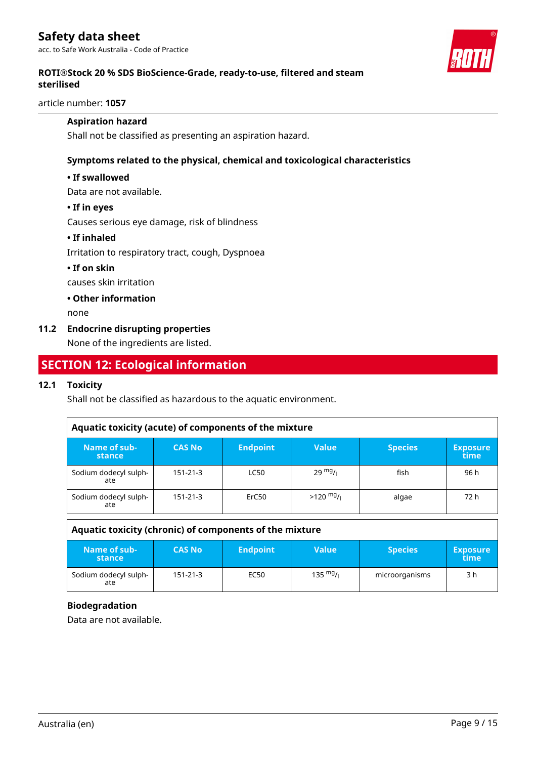#### Aspiration hazard

Shall not be classified as presenting an aspiration hazard.

#### Symptoms related to the physical, chemical and toxicological characteristics

**• If swallowed**

Data are not available.

**• If in eyes**

Causes serious eye damage, risk of blindness

**• If inhaled**

Irritation to respiratory tract, cough, Dyspnoea

**• If on skin**

causes skin irritation

**• Other information**

none

### 11.2 Endocrine disrupting properties

None of the ingredients are listed.

## SECTION 12: Ecological information

### 12.1 Toxicity

Shall not be classified as hazardous to the aquatic environment.

**Aquatic toxicity (acute) of components of the mixture**

| Name of substance | CAS No | Endpoint | Value | Species | Exposure time |
|---|---|---|---|---|---|
| Sodium dodecyl sulphate | 151-21-3 | LC50 | 29 $^{mg}/_{l}$ | fish | 96 h |
| Sodium dodecyl sulphate | 151-21-3 | ErC50 | >120 $^{mg}/_{l}$ | algae | 72 h |

**Aquatic toxicity (chronic) of components of the mixture**

| Name of substance | CAS No | Endpoint | Value | Species | Exposure time |
|---|---|---|---|---|---|
| Sodium dodecyl sulphate | 151-21-3 | EC50 | 135 $^{mg}/_{l}$ | microorganisms | 3 h |

#### Biodegradation

Data are not available.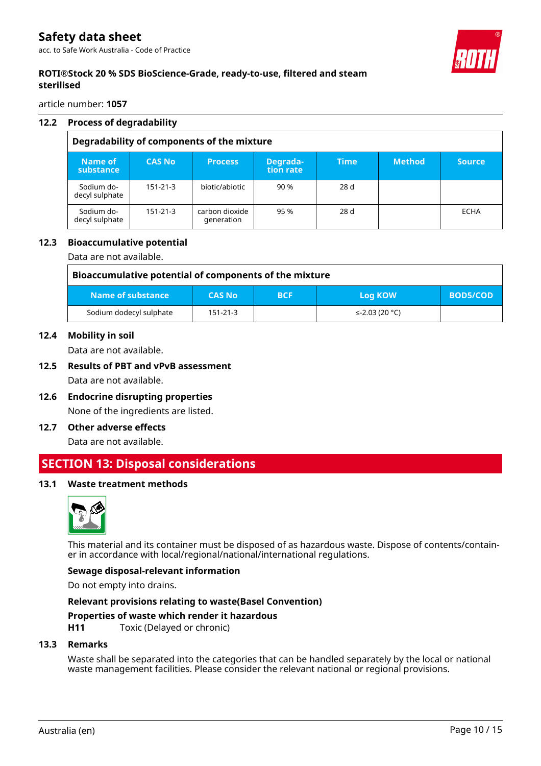### 12.2 Process of degradability

| Degradability of components of the mixture | | | | | | |
|---|---|---|---|---|---|---|
| **Name of substance** | **CAS No** | **Process** | **Degradation rate** | **Time** | **Method** | **Source** |
| Sodium dodecyl sulphate | 151-21-3 | biotic/abiotic | 90 % | 28 d | | |
| Sodium dodecyl sulphate | 151-21-3 | carbon dioxide generation | 95 % | 28 d | | ECHA |

### 12.3 Bioaccumulative potential

Data are not available.

| Bioaccumulative potential of components of the mixture | | | | |
|---|---|---|---|---|
| **Name of substance** | **CAS No** | **BCF** | **Log KOW** | **BOD5/COD** |
| Sodium dodecyl sulphate | 151-21-3 | | ≤-2.03 (20 °C) | |

### 12.4 Mobility in soil

Data are not available.

### 12.5 Results of PBT and vPvB assessment

Data are not available.

### 12.6 Endocrine disrupting properties

None of the ingredients are listed.

### 12.7 Other adverse effects

Data are not available.

## SECTION 13: Disposal considerations

### 13.1 Waste treatment methods

This material and its container must be disposed of as hazardous waste. Dispose of contents/container in accordance with local/regional/national/international regulations.

**Sewage disposal-relevant information**

Do not empty into drains.

**Relevant provisions relating to waste(Basel Convention)**

**Properties of waste which render it hazardous**

**H11** Toxic (Delayed or chronic)

### 13.3 Remarks

Waste shall be separated into the categories that can be handled separately by the local or national waste management facilities. Please consider the relevant national or regional provisions.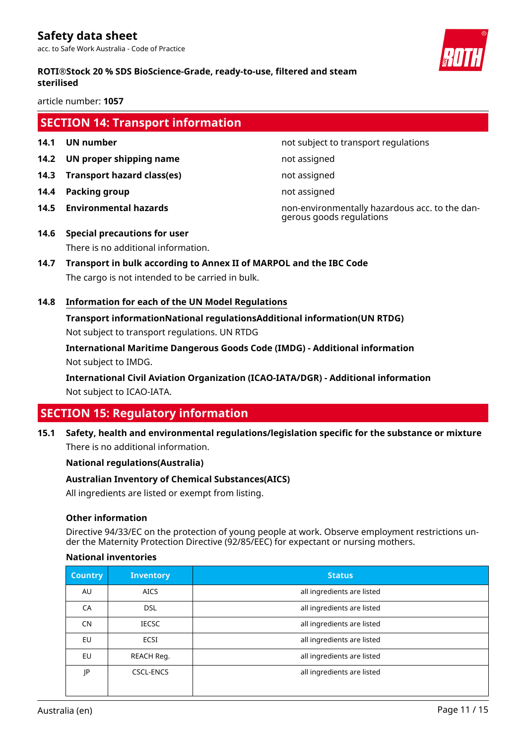## SECTION 14: Transport information

**14.1 UN number** not subject to transport regulations

**14.2 UN proper shipping name** not assigned

**14.3 Transport hazard class(es)** not assigned

**14.4 Packing group** not assigned

**14.5 Environmental hazards** non-environmentally hazardous acc. to the dangerous goods regulations

**14.6 Special precautions for user**

There is no additional information.

**14.7 Transport in bulk according to Annex II of MARPOL and the IBC Code**

The cargo is not intended to be carried in bulk.

**14.8 Information for each of the UN Model Regulations**

**Transport informationNational regulationsAdditional information(UN RTDG)**

Not subject to transport regulations. UN RTDG

**International Maritime Dangerous Goods Code (IMDG) - Additional information**

Not subject to IMDG.

**International Civil Aviation Organization (ICAO-IATA/DGR) - Additional information**

Not subject to ICAO-IATA.

## SECTION 15: Regulatory information

**15.1 Safety, health and environmental regulations/legislation specific for the substance or mixture**

There is no additional information.

**National regulations(Australia)**

**Australian Inventory of Chemical Substances(AICS)**

All ingredients are listed or exempt from listing.

**Other information**

Directive 94/33/EC on the protection of young people at work. Observe employment restrictions under the Maternity Protection Directive (92/85/EEC) for expectant or nursing mothers.

**National inventories**

| Country | Inventory | Status |
|---|---|---|
| AU | AICS | all ingredients are listed |
| CA | DSL | all ingredients are listed |
| CN | IECSC | all ingredients are listed |
| EU | ECSI | all ingredients are listed |
| EU | REACH Reg. | all ingredients are listed |
| JP | CSCL-ENCS | all ingredients are listed |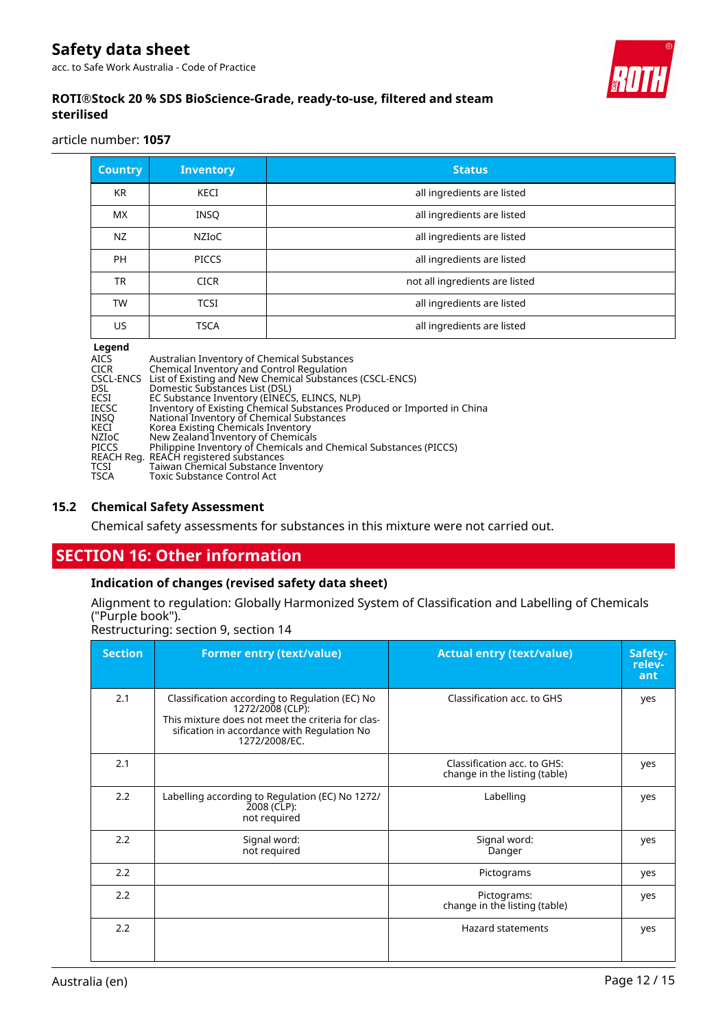| Country | Inventory | Status |
|---|---|---|
| KR | KECI | all ingredients are listed |
| MX | INSQ | all ingredients are listed |
| NZ | NZIoC | all ingredients are listed |
| PH | PICCS | all ingredients are listed |
| TR | CICR | not all ingredients are listed |
| TW | TCSI | all ingredients are listed |
| US | TSCA | all ingredients are listed |

**Legend**

AICS Australian Inventory of Chemical Substances
CICR Chemical Inventory and Control Regulation
CSCL-ENCS List of Existing and New Chemical Substances (CSCL-ENCS)
DSL Domestic Substances List (DSL)
ECSI EC Substance Inventory (EINECS, ELINCS, NLP)
IECSC Inventory of Existing Chemical Substances Produced or Imported in China
INSQ National Inventory of Chemical Substances
KECI Korea Existing Chemicals Inventory
NZIoC New Zealand Inventory of Chemicals
PICCS Philippine Inventory of Chemicals and Chemical Substances (PICCS)
REACH Reg. REACH registered substances
TCSI Taiwan Chemical Substance Inventory
TSCA Toxic Substance Control Act

## 15.2 Chemical Safety Assessment

Chemical safety assessments for substances in this mixture were not carried out.

# SECTION 16: Other information

### Indication of changes (revised safety data sheet)

Alignment to regulation: Globally Harmonized System of Classification and Labelling of Chemicals ("Purple book").
Restructuring: section 9, section 14

| Section | Former entry (text/value) | Actual entry (text/value) | Safety-relevant |
|---|---|---|---|
| 2.1 | Classification according to Regulation (EC) No 1272/2008 (CLP): This mixture does not meet the criteria for classification in accordance with Regulation No 1272/2008/EC. | Classification acc. to GHS | yes |
| 2.1 | | Classification acc. to GHS: change in the listing (table) | yes |
| 2.2 | Labelling according to Regulation (EC) No 1272/2008 (CLP): not required | Labelling | yes |
| 2.2 | Signal word: not required | Signal word: Danger | yes |
| 2.2 | | Pictograms | yes |
| 2.2 | | Pictograms: change in the listing (table) | yes |
| 2.2 | | Hazard statements | yes |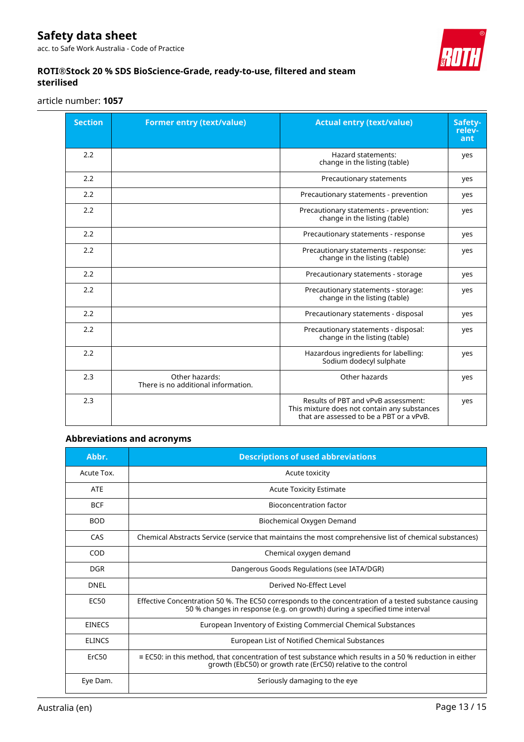| Section | Former entry (text/value) | Actual entry (text/value) | Safety-relevant |
|---|---|---|---|
| 2.2 | | Hazard statements: change in the listing (table) | yes |
| 2.2 | | Precautionary statements | yes |
| 2.2 | | Precautionary statements - prevention | yes |
| 2.2 | | Precautionary statements - prevention: change in the listing (table) | yes |
| 2.2 | | Precautionary statements - response | yes |
| 2.2 | | Precautionary statements - response: change in the listing (table) | yes |
| 2.2 | | Precautionary statements - storage | yes |
| 2.2 | | Precautionary statements - storage: change in the listing (table) | yes |
| 2.2 | | Precautionary statements - disposal | yes |
| 2.2 | | Precautionary statements - disposal: change in the listing (table) | yes |
| 2.2 | | Hazardous ingredients for labelling: Sodium dodecyl sulphate | yes |
| 2.3 | Other hazards: There is no additional information. | Other hazards | yes |
| 2.3 | | Results of PBT and vPvB assessment: This mixture does not contain any substances that are assessed to be a PBT or a vPvB. | yes |

### Abbreviations and acronyms

| Abbr. | Descriptions of used abbreviations |
|---|---|
| Acute Tox. | Acute toxicity |
| ATE | Acute Toxicity Estimate |
| BCF | Bioconcentration factor |
| BOD | Biochemical Oxygen Demand |
| CAS | Chemical Abstracts Service (service that maintains the most comprehensive list of chemical substances) |
| COD | Chemical oxygen demand |
| DGR | Dangerous Goods Regulations (see IATA/DGR) |
| DNEL | Derived No-Effect Level |
| EC50 | Effective Concentration 50 %. The EC50 corresponds to the concentration of a tested substance causing 50 % changes in response (e.g. on growth) during a specified time interval |
| EINECS | European Inventory of Existing Commercial Chemical Substances |
| ELINCS | European List of Notified Chemical Substances |
| ErC50 | ≡ EC50: in this method, that concentration of test substance which results in a 50 % reduction in either growth (EbC50) or growth rate (ErC50) relative to the control |
| Eye Dam. | Seriously damaging to the eye |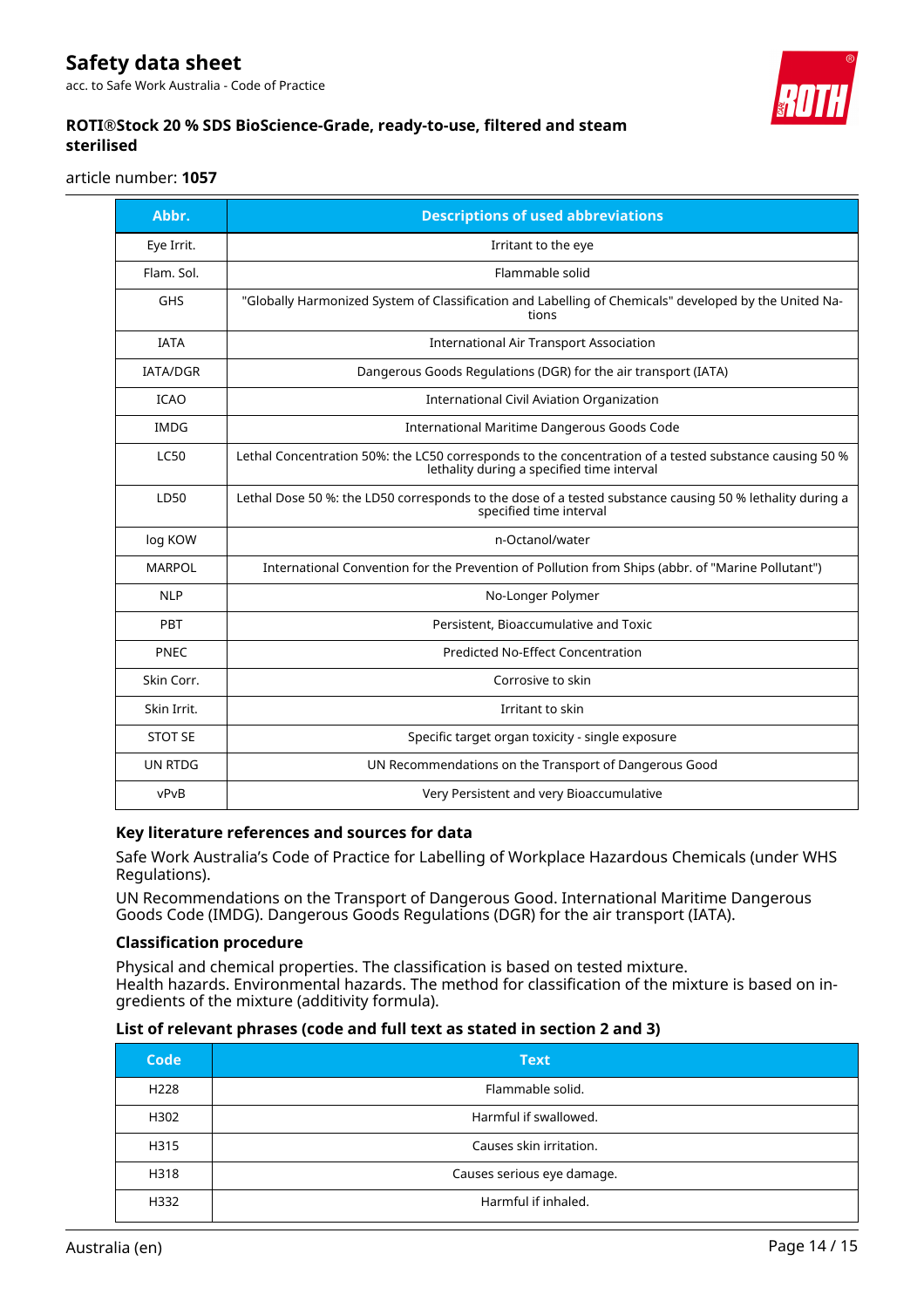| Abbr. | Descriptions of used abbreviations |
|---|---|
| Eye Irrit. | Irritant to the eye |
| Flam. Sol. | Flammable solid |
| GHS | "Globally Harmonized System of Classification and Labelling of Chemicals" developed by the United Nations |
| IATA | International Air Transport Association |
| IATA/DGR | Dangerous Goods Regulations (DGR) for the air transport (IATA) |
| ICAO | International Civil Aviation Organization |
| IMDG | International Maritime Dangerous Goods Code |
| LC50 | Lethal Concentration 50%: the LC50 corresponds to the concentration of a tested substance causing 50 % lethality during a specified time interval |
| LD50 | Lethal Dose 50 %: the LD50 corresponds to the dose of a tested substance causing 50 % lethality during a specified time interval |
| log KOW | n-Octanol/water |
| MARPOL | International Convention for the Prevention of Pollution from Ships (abbr. of "Marine Pollutant") |
| NLP | No-Longer Polymer |
| PBT | Persistent, Bioaccumulative and Toxic |
| PNEC | Predicted No-Effect Concentration |
| Skin Corr. | Corrosive to skin |
| Skin Irrit. | Irritant to skin |
| STOT SE | Specific target organ toxicity - single exposure |
| UN RTDG | UN Recommendations on the Transport of Dangerous Good |
| vPvB | Very Persistent and very Bioaccumulative |

### Key literature references and sources for data

Safe Work Australia's Code of Practice for Labelling of Workplace Hazardous Chemicals (under WHS Regulations).

UN Recommendations on the Transport of Dangerous Good. International Maritime Dangerous Goods Code (IMDG). Dangerous Goods Regulations (DGR) for the air transport (IATA).

### Classification procedure

Physical and chemical properties. The classification is based on tested mixture.
Health hazards. Environmental hazards. The method for classification of the mixture is based on ingredients of the mixture (additivity formula).

### List of relevant phrases (code and full text as stated in section 2 and 3)

| Code | Text |
|---|---|
| H228 | Flammable solid. |
| H302 | Harmful if swallowed. |
| H315 | Causes skin irritation. |
| H318 | Causes serious eye damage. |
| H332 | Harmful if inhaled. |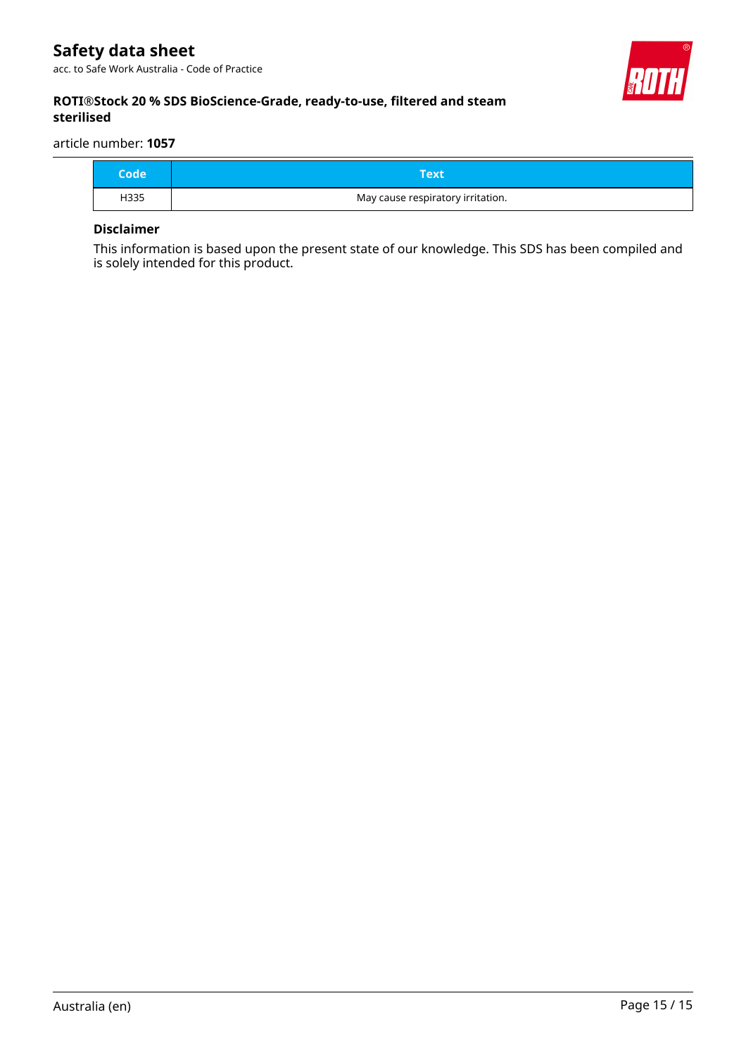| Code | Text |
|---|---|
| H335 | May cause respiratory irritation. |

### Disclaimer

This information is based upon the present state of our knowledge. This SDS has been compiled and is solely intended for this product.